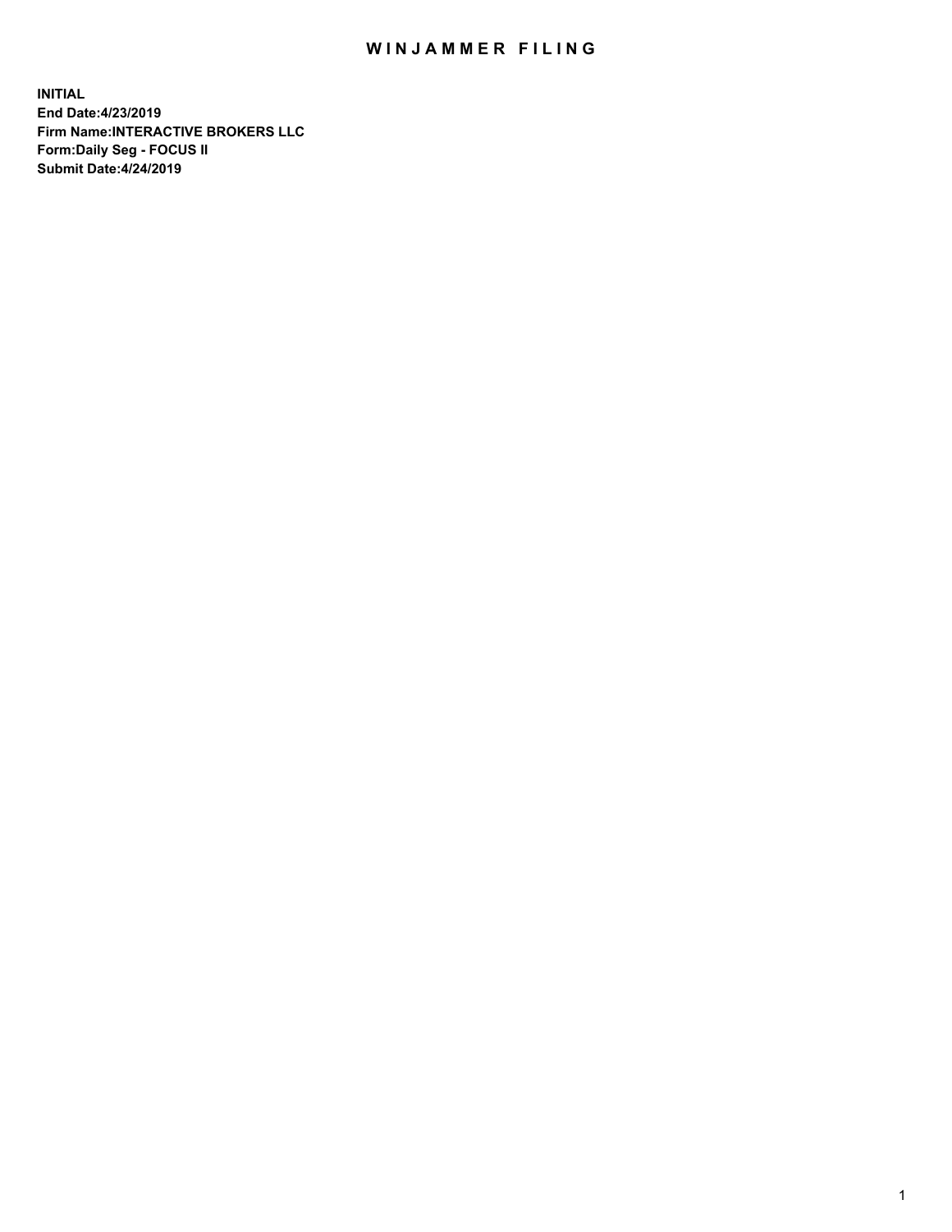# WINJAMMER FILING

**INITIAL**
**End Date:4/23/2019**
**Firm Name:INTERACTIVE BROKERS LLC**
**Form:Daily Seg - FOCUS II**
**Submit Date:4/24/2019**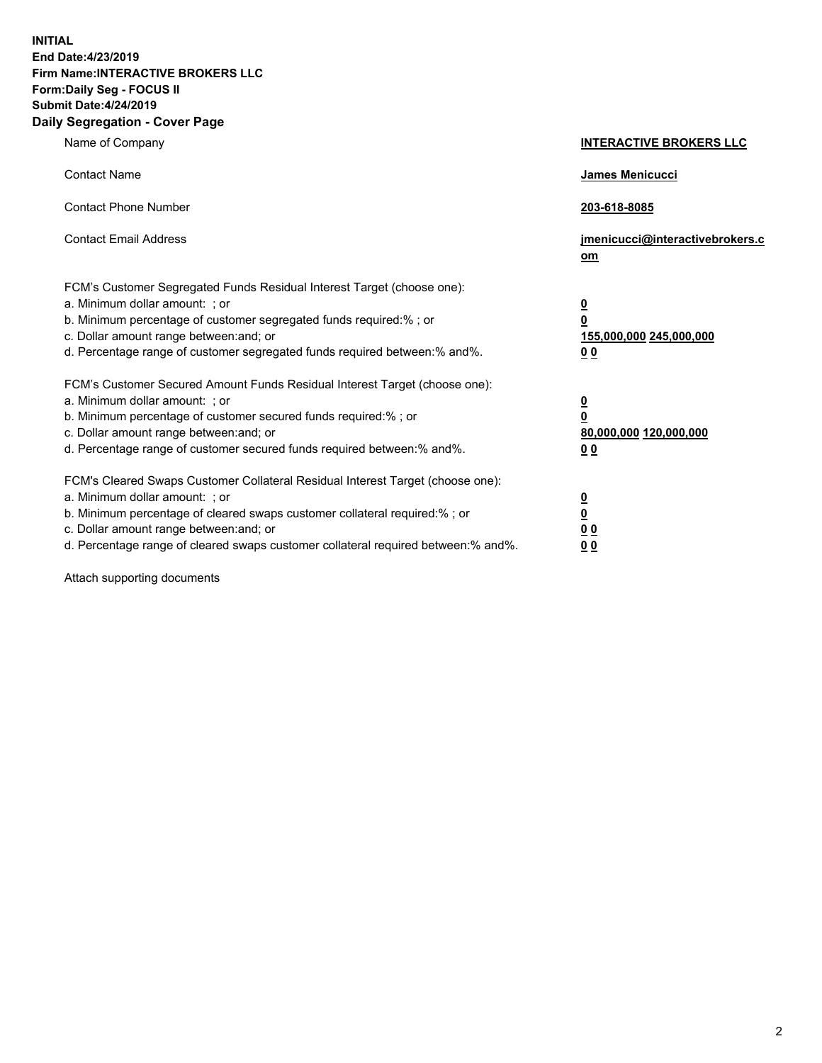**INITIAL**
**End Date:4/23/2019**
**Firm Name:INTERACTIVE BROKERS LLC**
**Form:Daily Seg - FOCUS II**
**Submit Date:4/24/2019**
**Daily Segregation - Cover Page**

| | |
|---|---|
| Name of Company | **INTERACTIVE BROKERS LLC** |
| Contact Name | **James Menicucci** |
| Contact Phone Number | **203-618-8085** |
| Contact Email Address | **jmenicucci@interactivebrokers.com** |

FCM's Customer Segregated Funds Residual Interest Target (choose one):

| | |
|---|---|
| a. Minimum dollar amount: ; or | **0** |
| b. Minimum percentage of customer segregated funds required:% ; or | **0** |
| c. Dollar amount range between:and; or | **155,000,000 245,000,000** |
| d. Percentage range of customer segregated funds required between:% and%. | **0 0** |

FCM's Customer Secured Amount Funds Residual Interest Target (choose one):

| | |
|---|---|
| a. Minimum dollar amount: ; or | **0** |
| b. Minimum percentage of customer secured funds required:% ; or | **0** |
| c. Dollar amount range between:and; or | **80,000,000 120,000,000** |
| d. Percentage range of customer secured funds required between:% and%. | **0 0** |

FCM's Cleared Swaps Customer Collateral Residual Interest Target (choose one):

| | |
|---|---|
| a. Minimum dollar amount: ; or | **0** |
| b. Minimum percentage of cleared swaps customer collateral required:% ; or | **0** |
| c. Dollar amount range between:and; or | **0 0** |
| d. Percentage range of cleared swaps customer collateral required between:% and%. | **0 0** |

Attach supporting documents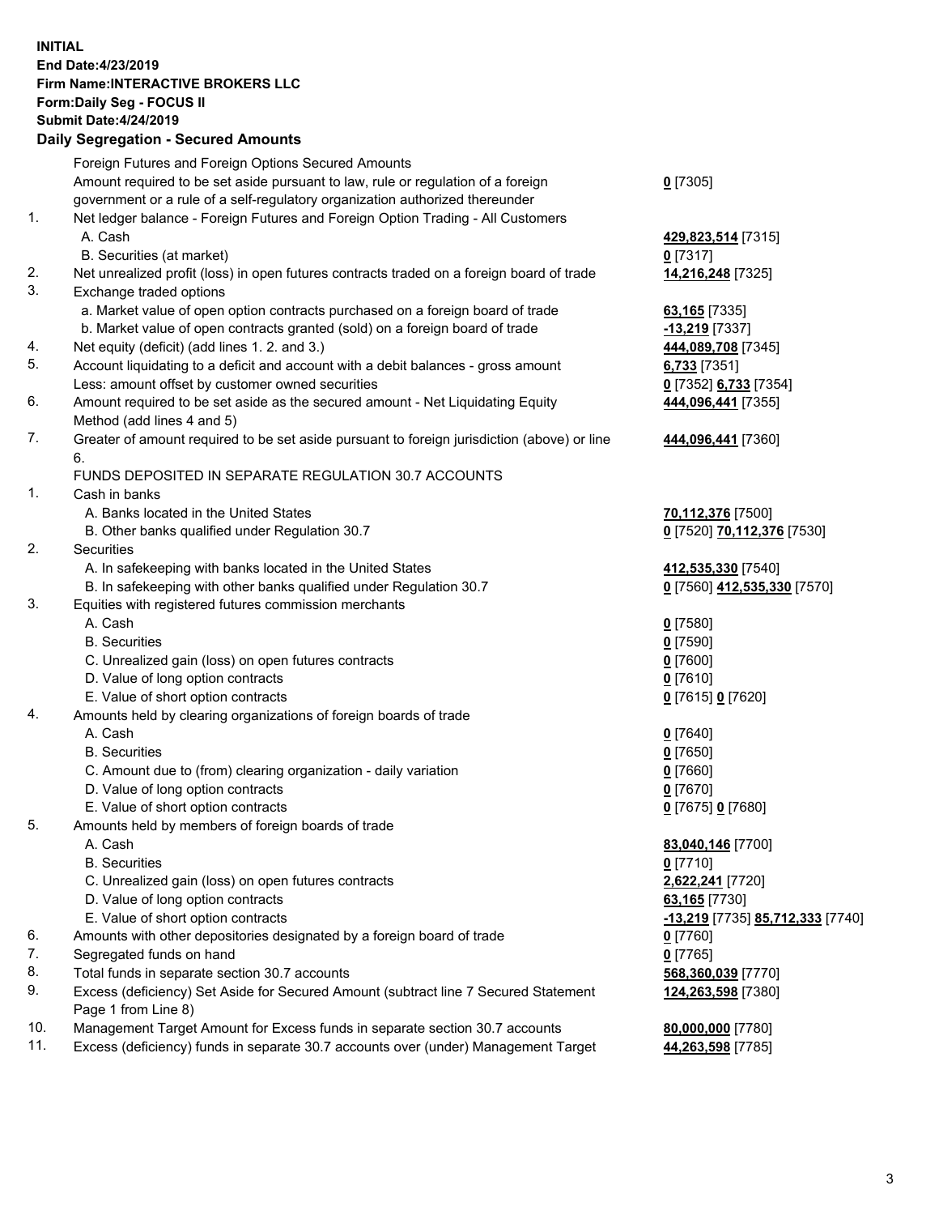**INITIAL**
**End Date:4/23/2019**
**Firm Name:INTERACTIVE BROKERS LLC**
**Form:Daily Seg - FOCUS II**
**Submit Date:4/24/2019**

## Daily Segregation - Secured Amounts

| | | |
|---|---|---|
| | Foreign Futures and Foreign Options Secured Amounts | |
| | Amount required to be set aside pursuant to law, rule or regulation of a foreign government or a rule of a self-regulatory organization authorized thereunder | **0** [7305] |
| 1. | Net ledger balance - Foreign Futures and Foreign Option Trading - All Customers | |
| | A. Cash | **429,823,514** [7315] |
| | B. Securities (at market) | **0** [7317] |
| 2. | Net unrealized profit (loss) in open futures contracts traded on a foreign board of trade | **14,216,248** [7325] |
| 3. | Exchange traded options | |
| | a. Market value of open option contracts purchased on a foreign board of trade | **63,165** [7335] |
| | b. Market value of open contracts granted (sold) on a foreign board of trade | **-13,219** [7337] |
| 4. | Net equity (deficit) (add lines 1. 2. and 3.) | **444,089,708** [7345] |
| 5. | Account liquidating to a deficit and account with a debit balances - gross amount | **6,733** [7351] |
| | Less: amount offset by customer owned securities | **0** [7352] **6,733** [7354] |
| 6. | Amount required to be set aside as the secured amount - Net Liquidating Equity Method (add lines 4 and 5) | **444,096,441** [7355] |
| 7. | Greater of amount required to be set aside pursuant to foreign jurisdiction (above) or line 6. | **444,096,441** [7360] |
| | FUNDS DEPOSITED IN SEPARATE REGULATION 30.7 ACCOUNTS | |
| 1. | Cash in banks | |
| | A. Banks located in the United States | **70,112,376** [7500] |
| | B. Other banks qualified under Regulation 30.7 | **0** [7520] **70,112,376** [7530] |
| 2. | Securities | |
| | A. In safekeeping with banks located in the United States | **412,535,330** [7540] |
| | B. In safekeeping with other banks qualified under Regulation 30.7 | **0** [7560] **412,535,330** [7570] |
| 3. | Equities with registered futures commission merchants | |
| | A. Cash | **0** [7580] |
| | B. Securities | **0** [7590] |
| | C. Unrealized gain (loss) on open futures contracts | **0** [7600] |
| | D. Value of long option contracts | **0** [7610] |
| | E. Value of short option contracts | **0** [7615] **0** [7620] |
| 4. | Amounts held by clearing organizations of foreign boards of trade | |
| | A. Cash | **0** [7640] |
| | B. Securities | **0** [7650] |
| | C. Amount due to (from) clearing organization - daily variation | **0** [7660] |
| | D. Value of long option contracts | **0** [7670] |
| | E. Value of short option contracts | **0** [7675] **0** [7680] |
| 5. | Amounts held by members of foreign boards of trade | |
| | A. Cash | **83,040,146** [7700] |
| | B. Securities | **0** [7710] |
| | C. Unrealized gain (loss) on open futures contracts | **2,622,241** [7720] |
| | D. Value of long option contracts | **63,165** [7730] |
| | E. Value of short option contracts | **-13,219** [7735] **85,712,333** [7740] |
| 6. | Amounts with other depositories designated by a foreign board of trade | **0** [7760] |
| 7. | Segregated funds on hand | **0** [7765] |
| 8. | Total funds in separate section 30.7 accounts | **568,360,039** [7770] |
| 9. | Excess (deficiency) Set Aside for Secured Amount (subtract line 7 Secured Statement Page 1 from Line 8) | **124,263,598** [7380] |
| 10. | Management Target Amount for Excess funds in separate section 30.7 accounts | **80,000,000** [7780] |
| 11. | Excess (deficiency) funds in separate 30.7 accounts over (under) Management Target | **44,263,598** [7785] |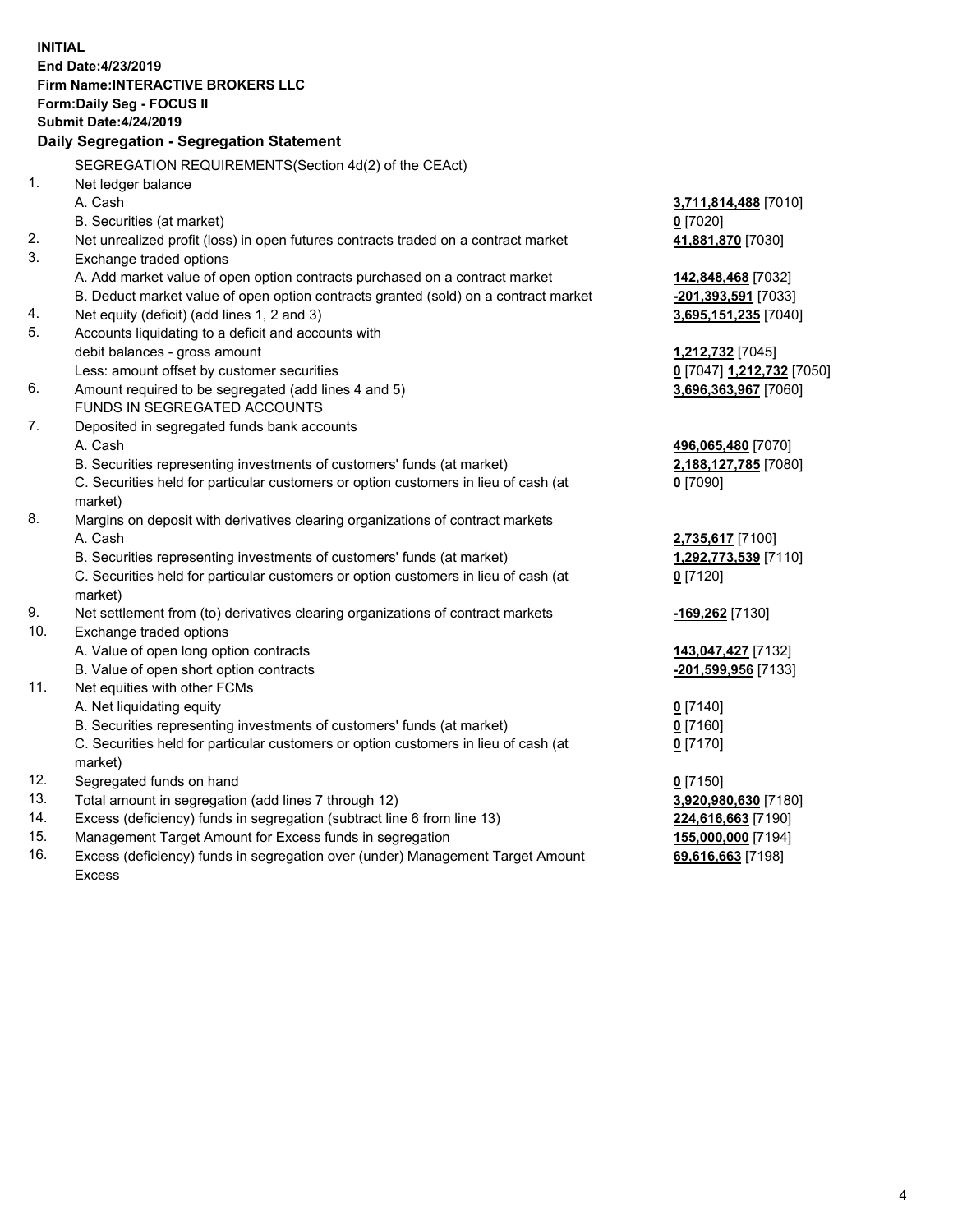**INITIAL**
**End Date:4/23/2019**
**Firm Name:INTERACTIVE BROKERS LLC**
**Form:Daily Seg - FOCUS II**
**Submit Date:4/24/2019**

**Daily Segregation - Segregation Statement**

SEGREGATION REQUIREMENTS(Section 4d(2) of the CEAct)

| | | |
|---|---|---|
| 1. | Net ledger balance | |
| | A. Cash | **3,711,814,488** [7010] |
| | B. Securities (at market) | **0** [7020] |
| 2. | Net unrealized profit (loss) in open futures contracts traded on a contract market | **41,881,870** [7030] |
| 3. | Exchange traded options | |
| | A. Add market value of open option contracts purchased on a contract market | **142,848,468** [7032] |
| | B. Deduct market value of open option contracts granted (sold) on a contract market | **-201,393,591** [7033] |
| 4. | Net equity (deficit) (add lines 1, 2 and 3) | **3,695,151,235** [7040] |
| 5. | Accounts liquidating to a deficit and accounts with debit balances - gross amount | **1,212,732** [7045] |
| | Less: amount offset by customer securities | **0** [7047] **1,212,732** [7050] |
| 6. | Amount required to be segregated (add lines 4 and 5) | **3,696,363,967** [7060] |
| | FUNDS IN SEGREGATED ACCOUNTS | |
| 7. | Deposited in segregated funds bank accounts | |
| | A. Cash | **496,065,480** [7070] |
| | B. Securities representing investments of customers' funds (at market) | **2,188,127,785** [7080] |
| | C. Securities held for particular customers or option customers in lieu of cash (at market) | **0** [7090] |
| 8. | Margins on deposit with derivatives clearing organizations of contract markets | |
| | A. Cash | **2,735,617** [7100] |
| | B. Securities representing investments of customers' funds (at market) | **1,292,773,539** [7110] |
| | C. Securities held for particular customers or option customers in lieu of cash (at market) | **0** [7120] |
| 9. | Net settlement from (to) derivatives clearing organizations of contract markets | **-169,262** [7130] |
| 10. | Exchange traded options | |
| | A. Value of open long option contracts | **143,047,427** [7132] |
| | B. Value of open short option contracts | **-201,599,956** [7133] |
| 11. | Net equities with other FCMs | |
| | A. Net liquidating equity | **0** [7140] |
| | B. Securities representing investments of customers' funds (at market) | **0** [7160] |
| | C. Securities held for particular customers or option customers in lieu of cash (at market) | **0** [7170] |
| 12. | Segregated funds on hand | **0** [7150] |
| 13. | Total amount in segregation (add lines 7 through 12) | **3,920,980,630** [7180] |
| 14. | Excess (deficiency) funds in segregation (subtract line 6 from line 13) | **224,616,663** [7190] |
| 15. | Management Target Amount for Excess funds in segregation | **155,000,000** [7194] |
| 16. | Excess (deficiency) funds in segregation over (under) Management Target Amount Excess | **69,616,663** [7198] |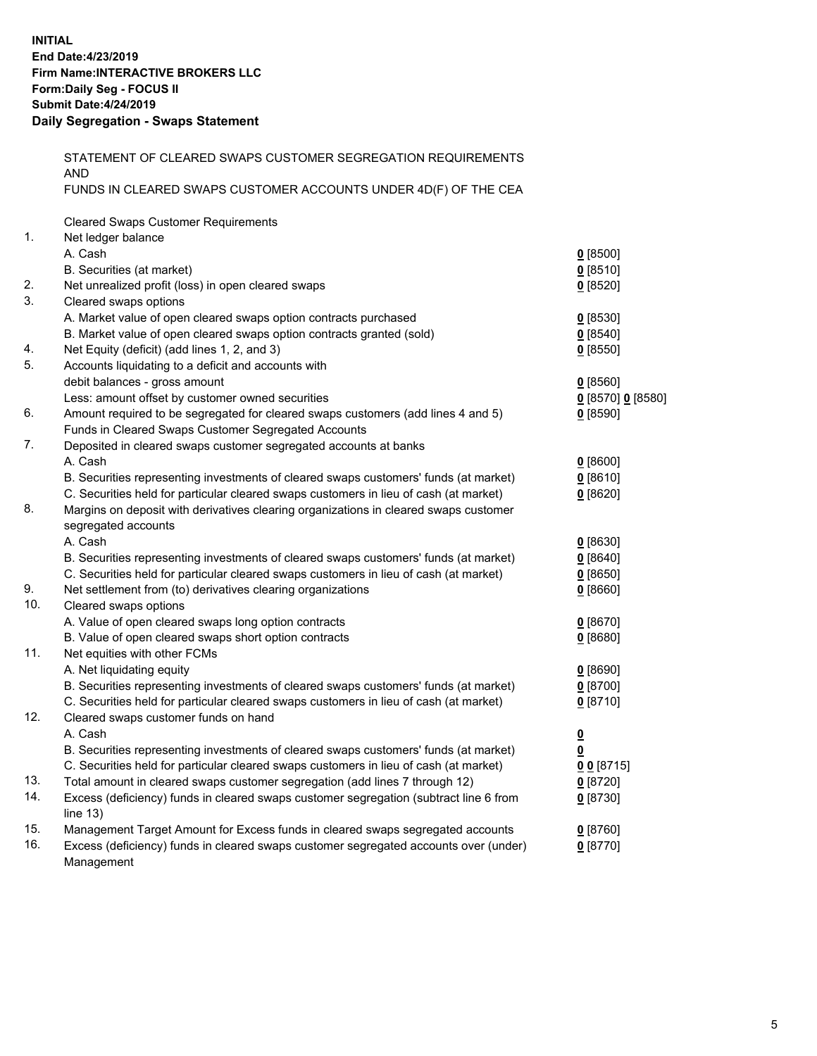**INITIAL**
**End Date:4/23/2019**
**Firm Name:INTERACTIVE BROKERS LLC**
**Form:Daily Seg - FOCUS II**
**Submit Date:4/24/2019**
**Daily Segregation - Swaps Statement**

STATEMENT OF CLEARED SWAPS CUSTOMER SEGREGATION REQUIREMENTS AND FUNDS IN CLEARED SWAPS CUSTOMER ACCOUNTS UNDER 4D(F) OF THE CEA

| | | |
|---|---|---|
| | Cleared Swaps Customer Requirements | |
| 1. | Net ledger balance | |
| | A. Cash | 0 [8500] |
| | B. Securities (at market) | 0 [8510] |
| 2. | Net unrealized profit (loss) in open cleared swaps | 0 [8520] |
| 3. | Cleared swaps options | |
| | A. Market value of open cleared swaps option contracts purchased | 0 [8530] |
| | B. Market value of open cleared swaps option contracts granted (sold) | 0 [8540] |
| 4. | Net Equity (deficit) (add lines 1, 2, and 3) | 0 [8550] |
| 5. | Accounts liquidating to a deficit and accounts with debit balances - gross amount | 0 [8560] |
| | Less: amount offset by customer owned securities | 0 [8570] 0 [8580] |
| 6. | Amount required to be segregated for cleared swaps customers (add lines 4 and 5) | 0 [8590] |
| | Funds in Cleared Swaps Customer Segregated Accounts | |
| 7. | Deposited in cleared swaps customer segregated accounts at banks | |
| | A. Cash | 0 [8600] |
| | B. Securities representing investments of cleared swaps customers' funds (at market) | 0 [8610] |
| | C. Securities held for particular cleared swaps customers in lieu of cash (at market) | 0 [8620] |
| 8. | Margins on deposit with derivatives clearing organizations in cleared swaps customer segregated accounts | |
| | A. Cash | 0 [8630] |
| | B. Securities representing investments of cleared swaps customers' funds (at market) | 0 [8640] |
| | C. Securities held for particular cleared swaps customers in lieu of cash (at market) | 0 [8650] |
| 9. | Net settlement from (to) derivatives clearing organizations | 0 [8660] |
| 10. | Cleared swaps options | |
| | A. Value of open cleared swaps long option contracts | 0 [8670] |
| | B. Value of open cleared swaps short option contracts | 0 [8680] |
| 11. | Net equities with other FCMs | |
| | A. Net liquidating equity | 0 [8690] |
| | B. Securities representing investments of cleared swaps customers' funds (at market) | 0 [8700] |
| | C. Securities held for particular cleared swaps customers in lieu of cash (at market) | 0 [8710] |
| 12. | Cleared swaps customer funds on hand | |
| | A. Cash | 0 |
| | B. Securities representing investments of cleared swaps customers' funds (at market) | 0 |
| | C. Securities held for particular cleared swaps customers in lieu of cash (at market) | 0 0 [8715] |
| 13. | Total amount in cleared swaps customer segregation (add lines 7 through 12) | 0 [8720] |
| 14. | Excess (deficiency) funds in cleared swaps customer segregation (subtract line 6 from line 13) | 0 [8730] |
| 15. | Management Target Amount for Excess funds in cleared swaps segregated accounts | 0 [8760] |
| 16. | Excess (deficiency) funds in cleared swaps customer segregated accounts over (under) Management | 0 [8770] |